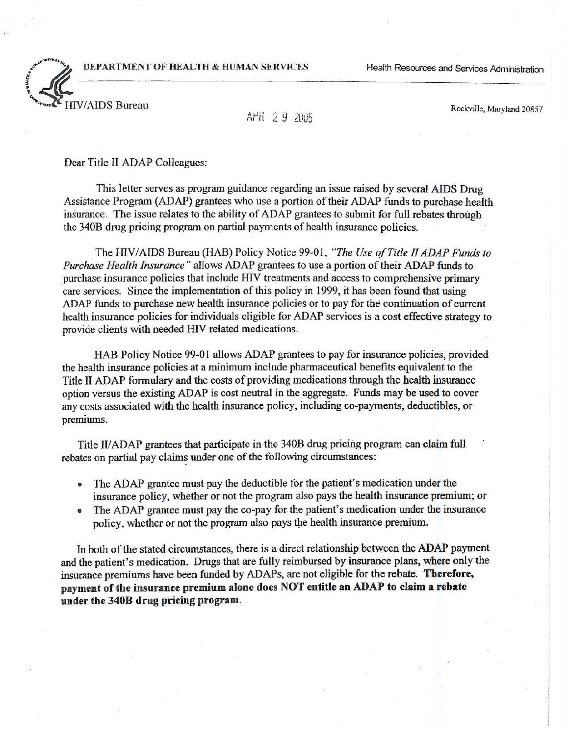**DEPARTMENT OF HEALTH & HUMAN SERVICES** Health Resources and Services Administration

HIV/AIDS Bureau

Rockville, Maryland 20857

APR 29 2005

Dear Title II ADAP Colleagues:

This letter serves as program guidance regarding an issue raised by several AIDS Drug Assistance Program (ADAP) grantees who use a portion of their ADAP funds to purchase health insurance. The issue relates to the ability of ADAP grantees to submit for full rebates through the 340B drug pricing program on partial payments of health insurance policies.

The HIV/AIDS Bureau (HAB) Policy Notice 99-01, *"The Use of Title II ADAP Funds to Purchase Health Insurance"* allows ADAP grantees to use a portion of their ADAP funds to purchase insurance policies that include HIV treatments and access to comprehensive primary care services. Since the implementation of this policy in 1999, it has been found that using ADAP funds to purchase new health insurance policies or to pay for the continuation of current health insurance policies for individuals eligible for ADAP services is a cost effective strategy to provide clients with needed HIV related medications.

HAB Policy Notice 99-01 allows ADAP grantees to pay for insurance policies, provided the health insurance policies at a minimum include pharmaceutical benefits equivalent to the Title II ADAP formulary and the costs of providing medications through the health insurance option versus the existing ADAP is cost neutral in the aggregate. Funds may be used to cover any costs associated with the health insurance policy, including co-payments, deductibles, or premiums.

Title II/ADAP grantees that participate in the 340B drug pricing program can claim full rebates on partial pay claims under one of the following circumstances:

- The ADAP grantee must pay the deductible for the patient's medication under the insurance policy, whether or not the program also pays the health insurance premium; or
- The ADAP grantee must pay the co-pay for the patient's medication under the insurance policy, whether or not the program also pays the health insurance premium.

In both of the stated circumstances, there is a direct relationship between the ADAP payment and the patient's medication. Drugs that are fully reimbursed by insurance plans, where only the insurance premiums have been funded by ADAPs, are not eligible for the rebate. **Therefore, payment of the insurance premium alone does NOT entitle an ADAP to claim a rebate under the 340B drug pricing program.**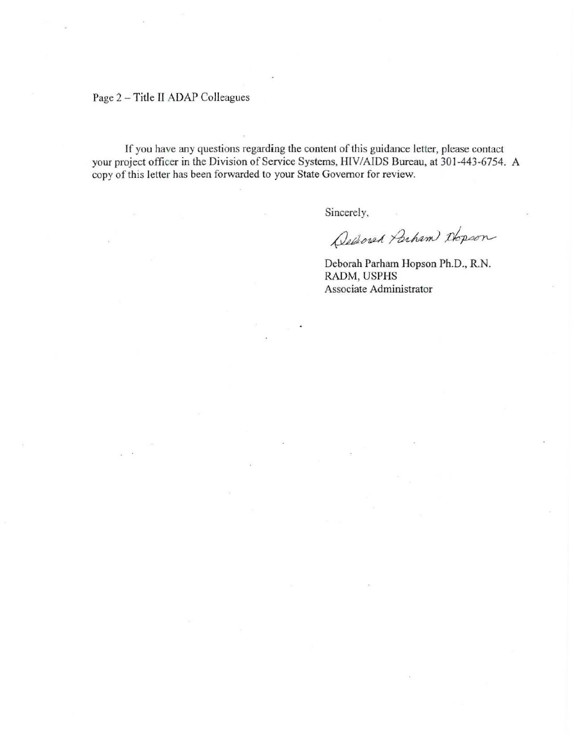If you have any questions regarding the content of this guidance letter, please contact your project officer in the Division of Service Systems, HIV/AIDS Bureau, at 301-443-6754. A copy of this letter has been forwarded to your State Governor for review.

Sincerely,

Deborah Parham Hopson

Deborah Parham Hopson Ph.D., R.N.
RADM, USPHS
Associate Administrator